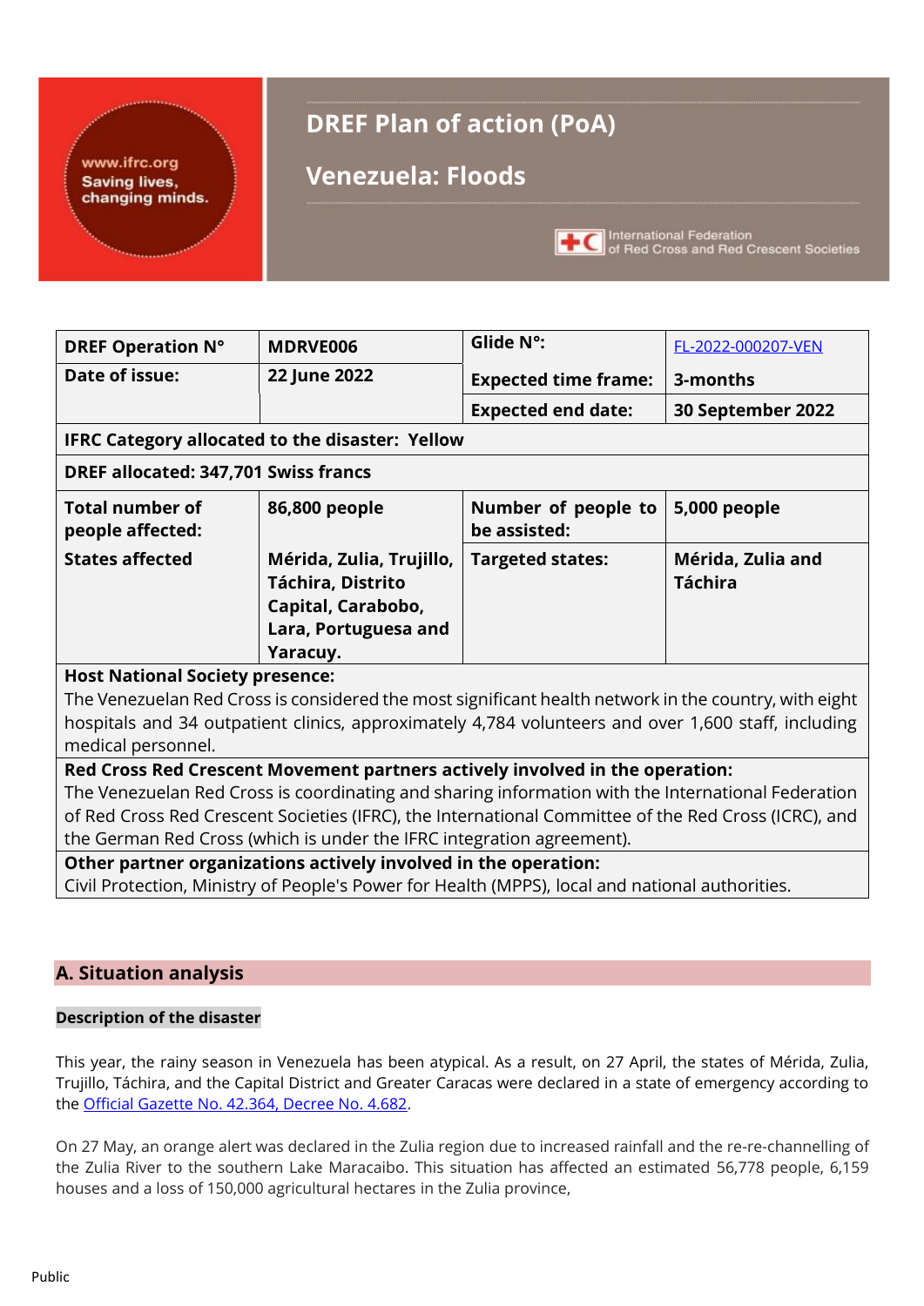# DREF Plan of action (PoA)

# Venezuela: Floods

| DREF Operation N° | MDRVE006 | Glide N°: | FL-2022-000207-VEN |
|---|---|---|---|
| Date of issue: | 22 June 2022 | Expected time frame: | 3-months |
| | | Expected end date: | 30 September 2022 |
| IFRC Category allocated to the disaster: Yellow | | | |
| DREF allocated: 347,701 Swiss francs | | | |
| Total number of people affected: | 86,800 people | Number of people to be assisted: | 5,000 people |
| States affected | Mérida, Zulia, Trujillo, Táchira, Distrito Capital, Carabobo, Lara, Portuguesa and Yaracuy. | Targeted states: | Mérida, Zulia and Táchira |
| **Host National Society presence:** The Venezuelan Red Cross is considered the most significant health network in the country, with eight hospitals and 34 outpatient clinics, approximately 4,784 volunteers and over 1,600 staff, including medical personnel. | | | |
| **Red Cross Red Crescent Movement partners actively involved in the operation:** The Venezuelan Red Cross is coordinating and sharing information with the International Federation of Red Cross Red Crescent Societies (IFRC), the International Committee of the Red Cross (ICRC), and the German Red Cross (which is under the IFRC integration agreement). | | | |
| **Other partner organizations actively involved in the operation:** Civil Protection, Ministry of People's Power for Health (MPPS), local and national authorities. | | | |

## A. Situation analysis

### Description of the disaster

This year, the rainy season in Venezuela has been atypical. As a result, on 27 April, the states of Mérida, Zulia, Trujillo, Táchira, and the Capital District and Greater Caracas were declared in a state of emergency according to the Official Gazette No. 42.364, Decree No. 4.682.

On 27 May, an orange alert was declared in the Zulia region due to increased rainfall and the re-re-channelling of the Zulia River to the southern Lake Maracaibo. This situation has affected an estimated 56,778 people, 6,159 houses and a loss of 150,000 agricultural hectares in the Zulia province,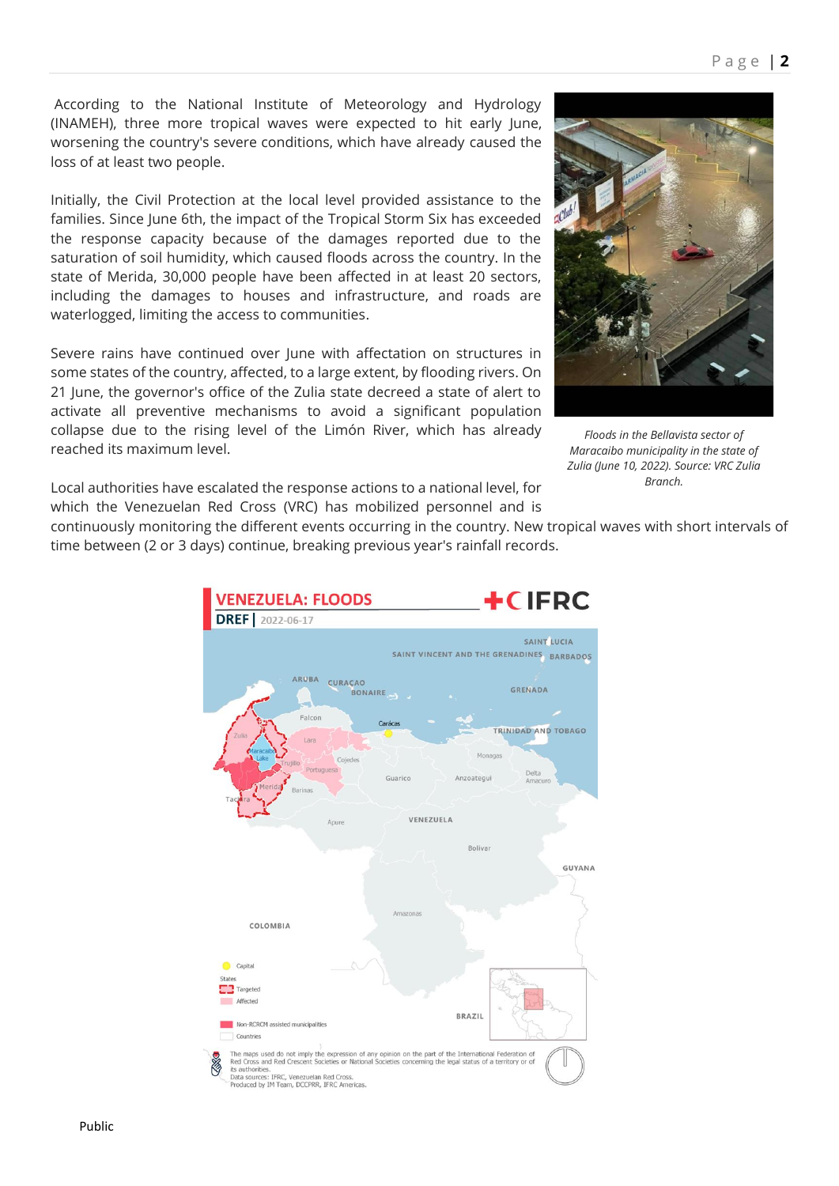According to the National Institute of Meteorology and Hydrology (INAMEH), three more tropical waves were expected to hit early June, worsening the country's severe conditions, which have already caused the loss of at least two people.

Initially, the Civil Protection at the local level provided assistance to the families. Since June 6th, the impact of the Tropical Storm Six has exceeded the response capacity because of the damages reported due to the saturation of soil humidity, which caused floods across the country. In the state of Merida, 30,000 people have been affected in at least 20 sectors, including the damages to houses and infrastructure, and roads are waterlogged, limiting the access to communities.

Severe rains have continued over June with affectation on structures in some states of the country, affected, to a large extent, by flooding rivers. On 21 June, the governor's office of the Zulia state decreed a state of alert to activate all preventive mechanisms to avoid a significant population collapse due to the rising level of the Limón River, which has already reached its maximum level.

*Floods in the Bellavista sector of Maracaibo municipality in the state of Zulia (June 10, 2022). Source: VRC Zulia Branch.*

Local authorities have escalated the response actions to a national level, for which the Venezuelan Red Cross (VRC) has mobilized personnel and is continuously monitoring the different events occurring in the country. New tropical waves with short intervals of time between (2 or 3 days) continue, breaking previous year's rainfall records.

**VENEZUELA: FLOODS**
**DREF** | 2022-06-17

IFRC

Capital
States
Targeted
Affected
Non-RCRCM assisted municipalities
Countries

The maps used do not imply the expression of any opinion on the part of the International Federation of Red Cross and Red Crescent Societies or National Societies concerning the legal status of a territory or of its authorities.
Data sources: IFRC, Venezuelan Red Cross.
Produced by IM Team, DCCPRR, IFRC Americas.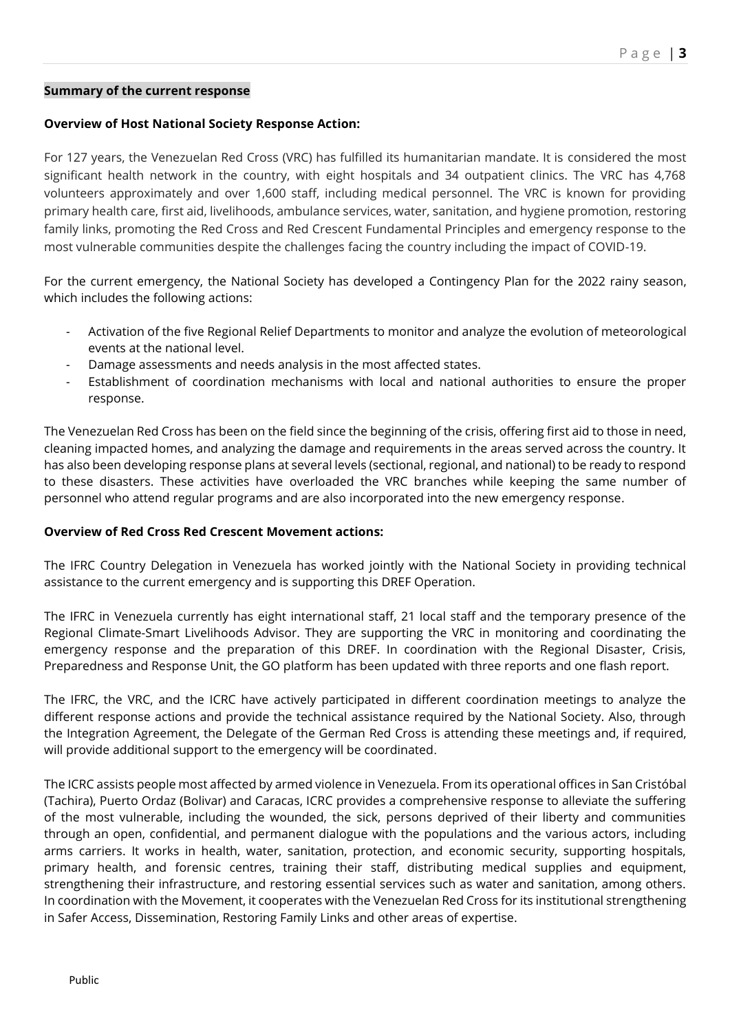**Summary of the current response**

**Overview of Host National Society Response Action:**

For 127 years, the Venezuelan Red Cross (VRC) has fulfilled its humanitarian mandate. It is considered the most significant health network in the country, with eight hospitals and 34 outpatient clinics. The VRC has 4,768 volunteers approximately and over 1,600 staff, including medical personnel. The VRC is known for providing primary health care, first aid, livelihoods, ambulance services, water, sanitation, and hygiene promotion, restoring family links, promoting the Red Cross and Red Crescent Fundamental Principles and emergency response to the most vulnerable communities despite the challenges facing the country including the impact of COVID-19.

For the current emergency, the National Society has developed a Contingency Plan for the 2022 rainy season, which includes the following actions:

- Activation of the five Regional Relief Departments to monitor and analyze the evolution of meteorological events at the national level.
- Damage assessments and needs analysis in the most affected states.
- Establishment of coordination mechanisms with local and national authorities to ensure the proper response.

The Venezuelan Red Cross has been on the field since the beginning of the crisis, offering first aid to those in need, cleaning impacted homes, and analyzing the damage and requirements in the areas served across the country. It has also been developing response plans at several levels (sectional, regional, and national) to be ready to respond to these disasters. These activities have overloaded the VRC branches while keeping the same number of personnel who attend regular programs and are also incorporated into the new emergency response.

**Overview of Red Cross Red Crescent Movement actions:**

The IFRC Country Delegation in Venezuela has worked jointly with the National Society in providing technical assistance to the current emergency and is supporting this DREF Operation.

The IFRC in Venezuela currently has eight international staff, 21 local staff and the temporary presence of the Regional Climate-Smart Livelihoods Advisor. They are supporting the VRC in monitoring and coordinating the emergency response and the preparation of this DREF. In coordination with the Regional Disaster, Crisis, Preparedness and Response Unit, the GO platform has been updated with three reports and one flash report.

The IFRC, the VRC, and the ICRC have actively participated in different coordination meetings to analyze the different response actions and provide the technical assistance required by the National Society. Also, through the Integration Agreement, the Delegate of the German Red Cross is attending these meetings and, if required, will provide additional support to the emergency will be coordinated.

The ICRC assists people most affected by armed violence in Venezuela. From its operational offices in San Cristóbal (Tachira), Puerto Ordaz (Bolivar) and Caracas, ICRC provides a comprehensive response to alleviate the suffering of the most vulnerable, including the wounded, the sick, persons deprived of their liberty and communities through an open, confidential, and permanent dialogue with the populations and the various actors, including arms carriers. It works in health, water, sanitation, protection, and economic security, supporting hospitals, primary health, and forensic centres, training their staff, distributing medical supplies and equipment, strengthening their infrastructure, and restoring essential services such as water and sanitation, among others. In coordination with the Movement, it cooperates with the Venezuelan Red Cross for its institutional strengthening in Safer Access, Dissemination, Restoring Family Links and other areas of expertise.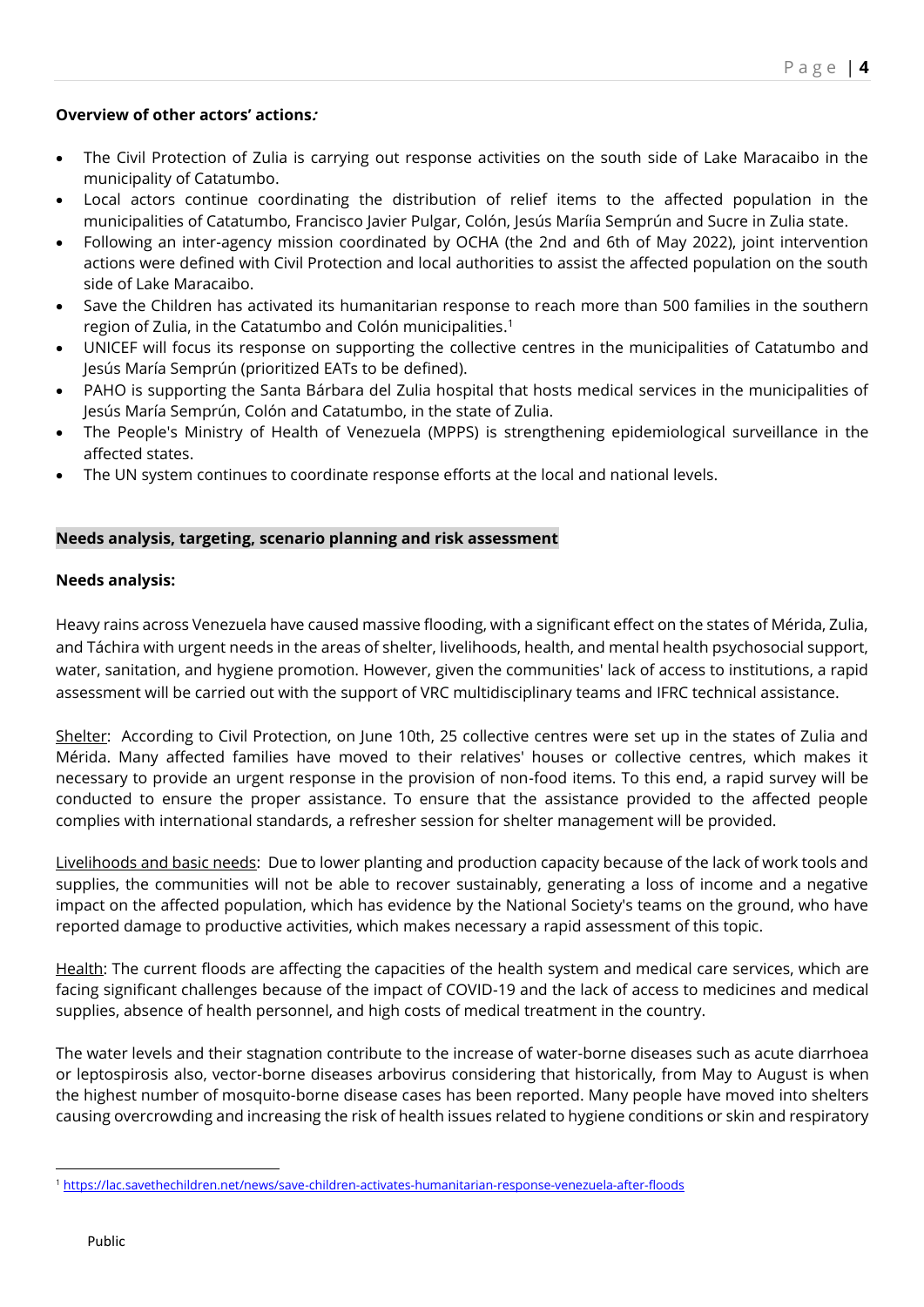**Overview of other actors' actions:**

- The Civil Protection of Zulia is carrying out response activities on the south side of Lake Maracaibo in the municipality of Catatumbo.
- Local actors continue coordinating the distribution of relief items to the affected population in the municipalities of Catatumbo, Francisco Javier Pulgar, Colón, Jesús Maríia Semprún and Sucre in Zulia state.
- Following an inter-agency mission coordinated by OCHA (the 2nd and 6th of May 2022), joint intervention actions were defined with Civil Protection and local authorities to assist the affected population on the south side of Lake Maracaibo.
- Save the Children has activated its humanitarian response to reach more than 500 families in the southern region of Zulia, in the Catatumbo and Colón municipalities.[1]
- UNICEF will focus its response on supporting the collective centres in the municipalities of Catatumbo and Jesús María Semprún (prioritized EATs to be defined).
- PAHO is supporting the Santa Bárbara del Zulia hospital that hosts medical services in the municipalities of Jesús María Semprún, Colón and Catatumbo, in the state of Zulia.
- The People's Ministry of Health of Venezuela (MPPS) is strengthening epidemiological surveillance in the affected states.
- The UN system continues to coordinate response efforts at the local and national levels.

## Needs analysis, targeting, scenario planning and risk assessment

**Needs analysis:**

Heavy rains across Venezuela have caused massive flooding, with a significant effect on the states of Mérida, Zulia, and Táchira with urgent needs in the areas of shelter, livelihoods, health, and mental health psychosocial support, water, sanitation, and hygiene promotion. However, given the communities' lack of access to institutions, a rapid assessment will be carried out with the support of VRC multidisciplinary teams and IFRC technical assistance.

Shelter: According to Civil Protection, on June 10th, 25 collective centres were set up in the states of Zulia and Mérida. Many affected families have moved to their relatives' houses or collective centres, which makes it necessary to provide an urgent response in the provision of non-food items. To this end, a rapid survey will be conducted to ensure the proper assistance. To ensure that the assistance provided to the affected people complies with international standards, a refresher session for shelter management will be provided.

Livelihoods and basic needs: Due to lower planting and production capacity because of the lack of work tools and supplies, the communities will not be able to recover sustainably, generating a loss of income and a negative impact on the affected population, which has evidence by the National Society's teams on the ground, who have reported damage to productive activities, which makes necessary a rapid assessment of this topic.

Health: The current floods are affecting the capacities of the health system and medical care services, which are facing significant challenges because of the impact of COVID-19 and the lack of access to medicines and medical supplies, absence of health personnel, and high costs of medical treatment in the country.

The water levels and their stagnation contribute to the increase of water-borne diseases such as acute diarrhoea or leptospirosis also, vector-borne diseases arbovirus considering that historically, from May to August is when the highest number of mosquito-borne disease cases has been reported. Many people have moved into shelters causing overcrowding and increasing the risk of health issues related to hygiene conditions or skin and respiratory

[1] https://lac.savethechildren.net/news/save-children-activates-humanitarian-response-venezuela-after-floods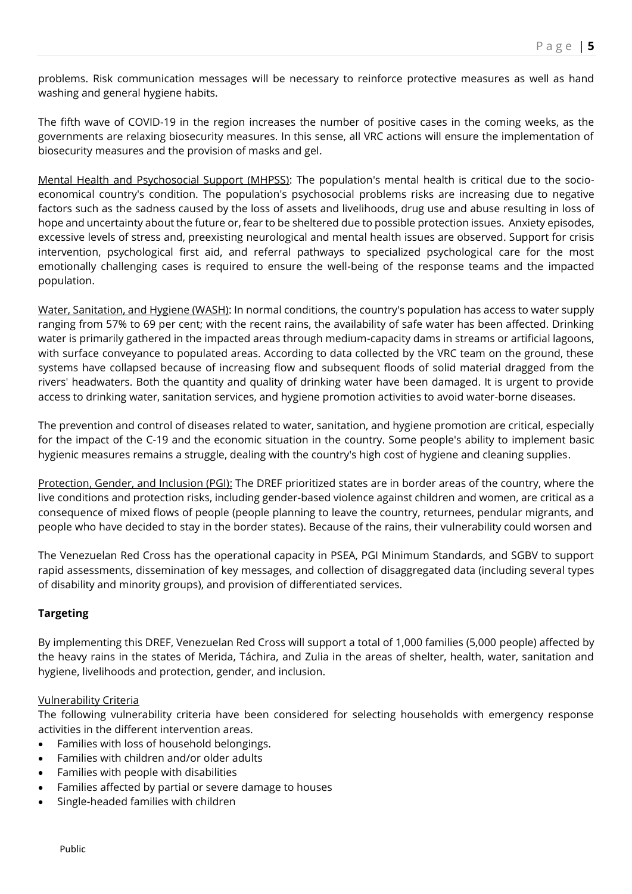problems. Risk communication messages will be necessary to reinforce protective measures as well as hand washing and general hygiene habits.

The fifth wave of COVID-19 in the region increases the number of positive cases in the coming weeks, as the governments are relaxing biosecurity measures. In this sense, all VRC actions will ensure the implementation of biosecurity measures and the provision of masks and gel.

Mental Health and Psychosocial Support (MHPSS): The population's mental health is critical due to the socio-economical country's condition. The population's psychosocial problems risks are increasing due to negative factors such as the sadness caused by the loss of assets and livelihoods, drug use and abuse resulting in loss of hope and uncertainty about the future or, fear to be sheltered due to possible protection issues. Anxiety episodes, excessive levels of stress and, preexisting neurological and mental health issues are observed. Support for crisis intervention, psychological first aid, and referral pathways to specialized psychological care for the most emotionally challenging cases is required to ensure the well-being of the response teams and the impacted population.

Water, Sanitation, and Hygiene (WASH): In normal conditions, the country's population has access to water supply ranging from 57% to 69 per cent; with the recent rains, the availability of safe water has been affected. Drinking water is primarily gathered in the impacted areas through medium-capacity dams in streams or artificial lagoons, with surface conveyance to populated areas. According to data collected by the VRC team on the ground, these systems have collapsed because of increasing flow and subsequent floods of solid material dragged from the rivers' headwaters. Both the quantity and quality of drinking water have been damaged. It is urgent to provide access to drinking water, sanitation services, and hygiene promotion activities to avoid water-borne diseases.

The prevention and control of diseases related to water, sanitation, and hygiene promotion are critical, especially for the impact of the C-19 and the economic situation in the country. Some people's ability to implement basic hygienic measures remains a struggle, dealing with the country's high cost of hygiene and cleaning supplies.

Protection, Gender, and Inclusion (PGI): The DREF prioritized states are in border areas of the country, where the live conditions and protection risks, including gender-based violence against children and women, are critical as a consequence of mixed flows of people (people planning to leave the country, returnees, pendular migrants, and people who have decided to stay in the border states). Because of the rains, their vulnerability could worsen and

The Venezuelan Red Cross has the operational capacity in PSEA, PGI Minimum Standards, and SGBV to support rapid assessments, dissemination of key messages, and collection of disaggregated data (including several types of disability and minority groups), and provision of differentiated services.

**Targeting**

By implementing this DREF, Venezuelan Red Cross will support a total of 1,000 families (5,000 people) affected by the heavy rains in the states of Merida, Táchira, and Zulia in the areas of shelter, health, water, sanitation and hygiene, livelihoods and protection, gender, and inclusion.

Vulnerability Criteria

The following vulnerability criteria have been considered for selecting households with emergency response activities in the different intervention areas.

- Families with loss of household belongings.
- Families with children and/or older adults
- Families with people with disabilities
- Families affected by partial or severe damage to houses
- Single-headed families with children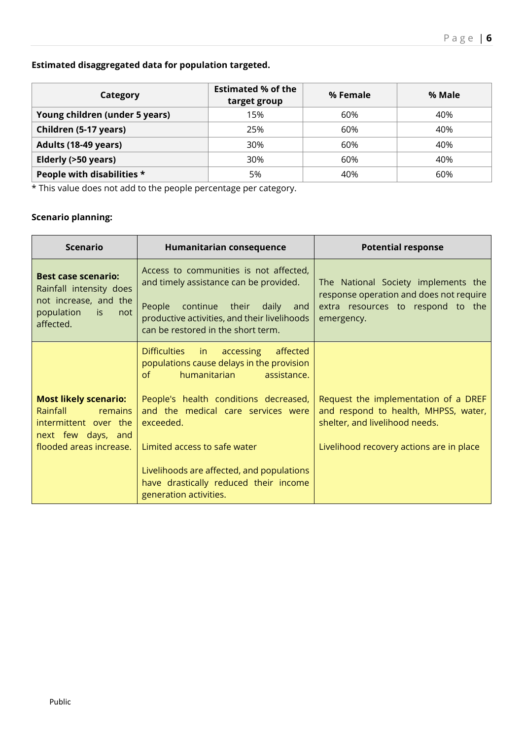**Estimated disaggregated data for population targeted.**

| Category | Estimated % of the target group | % Female | % Male |
|---|---|---|---|
| **Young children (under 5 years)** | 15% | 60% | 40% |
| **Children (5-17 years)** | 25% | 60% | 40% |
| **Adults (18-49 years)** | 30% | 60% | 40% |
| **Elderly (>50 years)** | 30% | 60% | 40% |
| **People with disabilities *** | 5% | 40% | 60% |

* This value does not add to the people percentage per category.

**Scenario planning:**

| Scenario | Humanitarian consequence | Potential response |
|---|---|---|
| **Best case scenario:** Rainfall intensity does not increase, and the population is not affected. | Access to communities is not affected, and timely assistance can be provided.<br><br>People continue their daily and productive activities, and their livelihoods can be restored in the short term. | The National Society implements the response operation and does not require extra resources to respond to the emergency. |
| **Most likely scenario:** Rainfall remains intermittent over the next few days, and flooded areas increase. | Difficulties in accessing affected populations cause delays in the provision of humanitarian assistance.<br><br>People's health conditions decreased, and the medical care services were exceeded.<br><br>Limited access to safe water<br><br>Livelihoods are affected, and populations have drastically reduced their income generation activities. | Request the implementation of a DREF and respond to health, MHPSS, water, shelter, and livelihood needs.<br><br>Livelihood recovery actions are in place |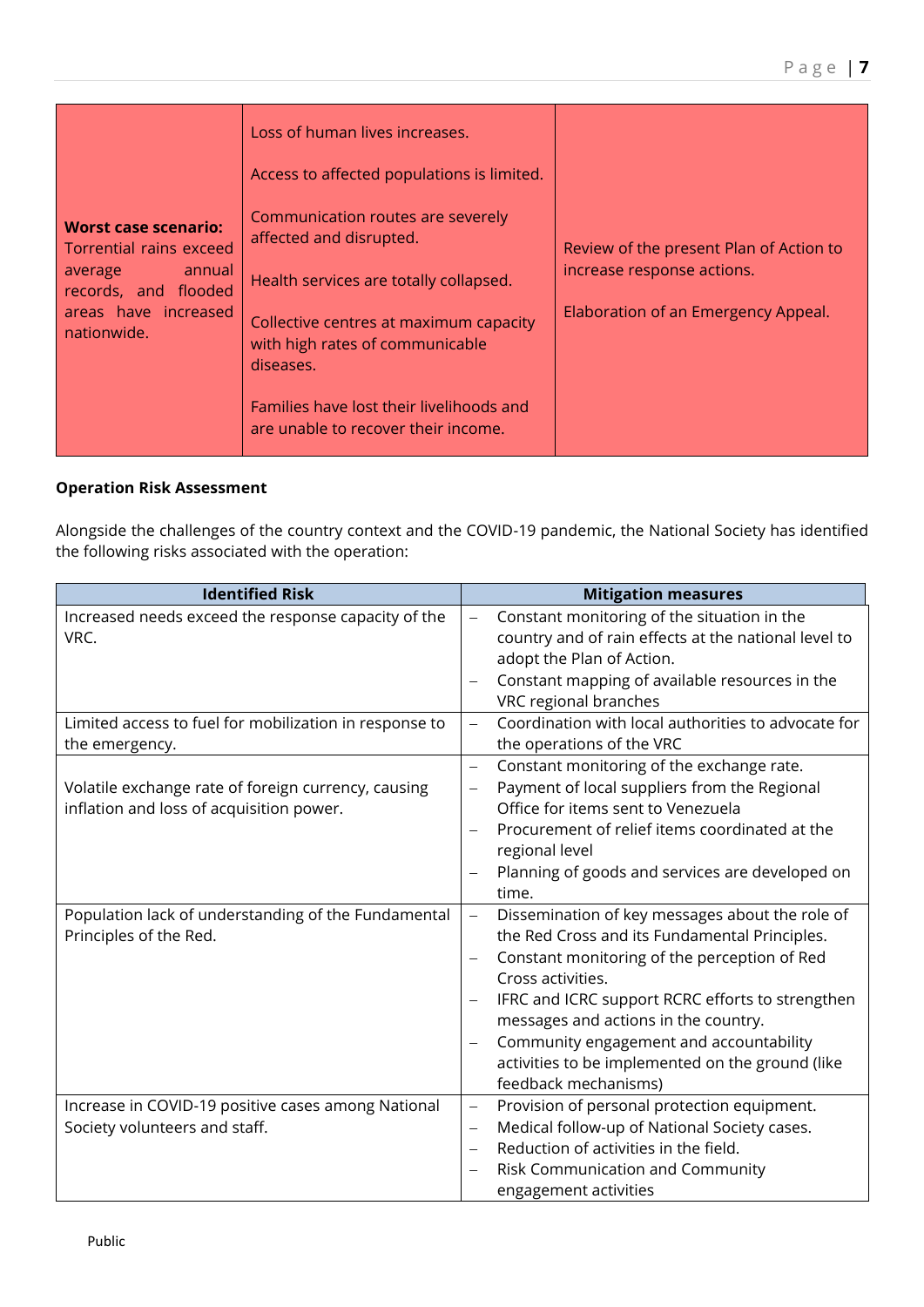| | | |
|---|---|---|
| **Worst case scenario:** Torrential rains exceed average annual records, and flooded areas have increased nationwide. | Loss of human lives increases.<br><br>Access to affected populations is limited.<br><br>Communication routes are severely affected and disrupted.<br><br>Health services are totally collapsed.<br><br>Collective centres at maximum capacity with high rates of communicable diseases.<br><br>Families have lost their livelihoods and are unable to recover their income. | Review of the present Plan of Action to increase response actions.<br><br>Elaboration of an Emergency Appeal. |

**Operation Risk Assessment**

Alongside the challenges of the country context and the COVID-19 pandemic, the National Society has identified the following risks associated with the operation:

| Identified Risk | Mitigation measures |
|---|---|
| Increased needs exceed the response capacity of the VRC. | – Constant monitoring of the situation in the country and of rain effects at the national level to adopt the Plan of Action.<br>– Constant mapping of available resources in the VRC regional branches |
| Limited access to fuel for mobilization in response to the emergency. | – Coordination with local authorities to advocate for the operations of the VRC |
| Volatile exchange rate of foreign currency, causing inflation and loss of acquisition power. | – Constant monitoring of the exchange rate.<br>– Payment of local suppliers from the Regional Office for items sent to Venezuela<br>– Procurement of relief items coordinated at the regional level<br>– Planning of goods and services are developed on time. |
| Population lack of understanding of the Fundamental Principles of the Red. | – Dissemination of key messages about the role of the Red Cross and its Fundamental Principles.<br>– Constant monitoring of the perception of Red Cross activities.<br>– IFRC and ICRC support RCRC efforts to strengthen messages and actions in the country.<br>– Community engagement and accountability activities to be implemented on the ground (like feedback mechanisms) |
| Increase in COVID-19 positive cases among National Society volunteers and staff. | – Provision of personal protection equipment.<br>– Medical follow-up of National Society cases.<br>– Reduction of activities in the field.<br>– Risk Communication and Community engagement activities |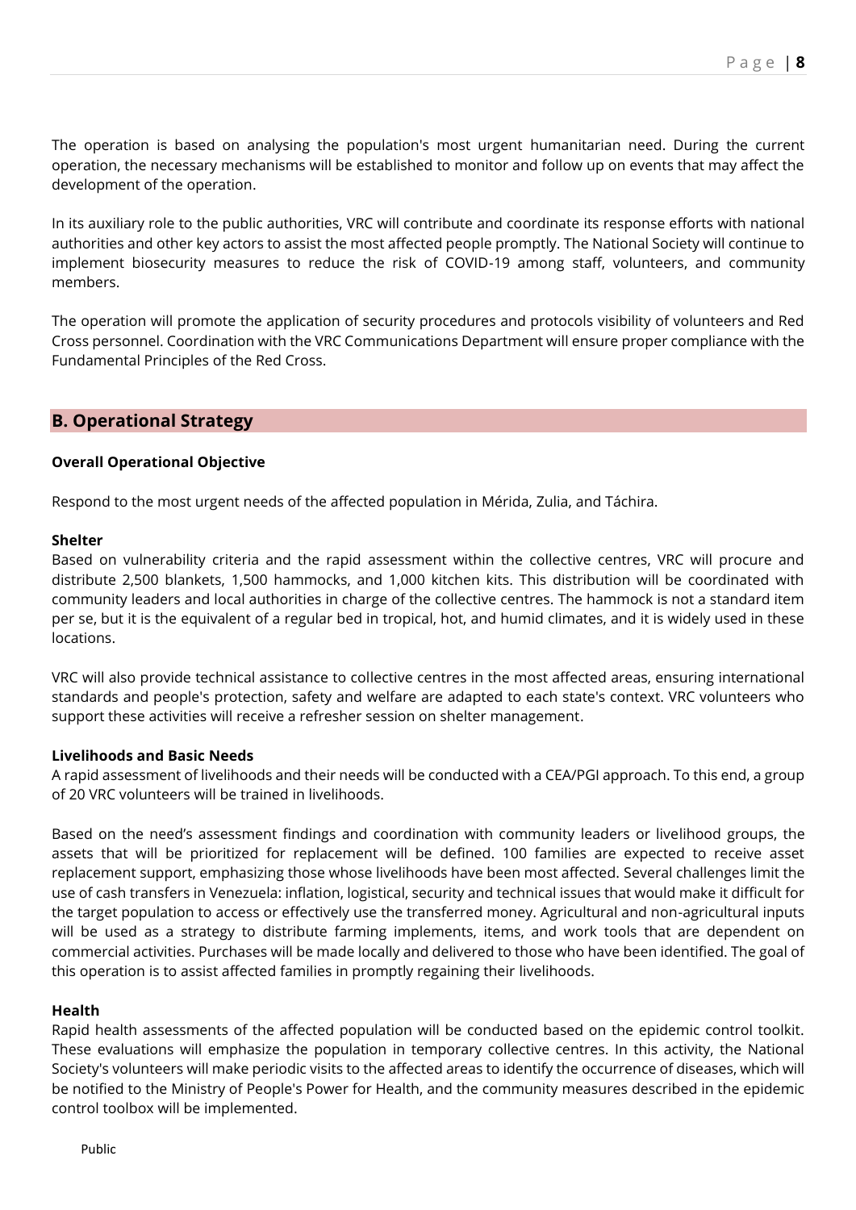The operation is based on analysing the population's most urgent humanitarian need. During the current operation, the necessary mechanisms will be established to monitor and follow up on events that may affect the development of the operation.

In its auxiliary role to the public authorities, VRC will contribute and coordinate its response efforts with national authorities and other key actors to assist the most affected people promptly. The National Society will continue to implement biosecurity measures to reduce the risk of COVID-19 among staff, volunteers, and community members.

The operation will promote the application of security procedures and protocols visibility of volunteers and Red Cross personnel. Coordination with the VRC Communications Department will ensure proper compliance with the Fundamental Principles of the Red Cross.

## B. Operational Strategy

**Overall Operational Objective**

Respond to the most urgent needs of the affected population in Mérida, Zulia, and Táchira.

**Shelter**

Based on vulnerability criteria and the rapid assessment within the collective centres, VRC will procure and distribute 2,500 blankets, 1,500 hammocks, and 1,000 kitchen kits. This distribution will be coordinated with community leaders and local authorities in charge of the collective centres. The hammock is not a standard item per se, but it is the equivalent of a regular bed in tropical, hot, and humid climates, and it is widely used in these locations.

VRC will also provide technical assistance to collective centres in the most affected areas, ensuring international standards and people's protection, safety and welfare are adapted to each state's context. VRC volunteers who support these activities will receive a refresher session on shelter management.

**Livelihoods and Basic Needs**

A rapid assessment of livelihoods and their needs will be conducted with a CEA/PGI approach. To this end, a group of 20 VRC volunteers will be trained in livelihoods.

Based on the need's assessment findings and coordination with community leaders or livelihood groups, the assets that will be prioritized for replacement will be defined. 100 families are expected to receive asset replacement support, emphasizing those whose livelihoods have been most affected. Several challenges limit the use of cash transfers in Venezuela: inflation, logistical, security and technical issues that would make it difficult for the target population to access or effectively use the transferred money. Agricultural and non-agricultural inputs will be used as a strategy to distribute farming implements, items, and work tools that are dependent on commercial activities. Purchases will be made locally and delivered to those who have been identified. The goal of this operation is to assist affected families in promptly regaining their livelihoods.

**Health**

Rapid health assessments of the affected population will be conducted based on the epidemic control toolkit. These evaluations will emphasize the population in temporary collective centres. In this activity, the National Society's volunteers will make periodic visits to the affected areas to identify the occurrence of diseases, which will be notified to the Ministry of People's Power for Health, and the community measures described in the epidemic control toolbox will be implemented.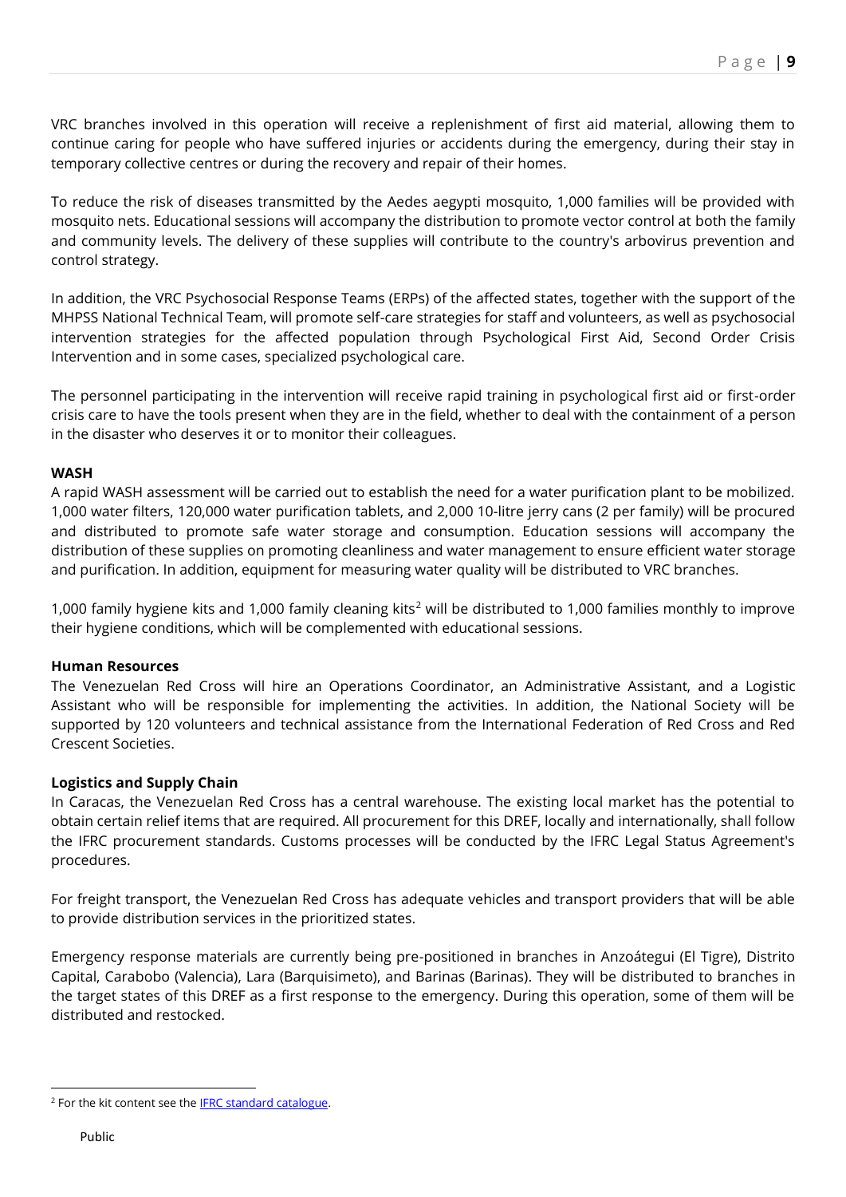VRC branches involved in this operation will receive a replenishment of first aid material, allowing them to continue caring for people who have suffered injuries or accidents during the emergency, during their stay in temporary collective centres or during the recovery and repair of their homes.

To reduce the risk of diseases transmitted by the Aedes aegypti mosquito, 1,000 families will be provided with mosquito nets. Educational sessions will accompany the distribution to promote vector control at both the family and community levels. The delivery of these supplies will contribute to the country's arbovirus prevention and control strategy.

In addition, the VRC Psychosocial Response Teams (ERPs) of the affected states, together with the support of the MHPSS National Technical Team, will promote self-care strategies for staff and volunteers, as well as psychosocial intervention strategies for the affected population through Psychological First Aid, Second Order Crisis Intervention and in some cases, specialized psychological care.

The personnel participating in the intervention will receive rapid training in psychological first aid or first-order crisis care to have the tools present when they are in the field, whether to deal with the containment of a person in the disaster who deserves it or to monitor their colleagues.

**WASH**

A rapid WASH assessment will be carried out to establish the need for a water purification plant to be mobilized. 1,000 water filters, 120,000 water purification tablets, and 2,000 10-litre jerry cans (2 per family) will be procured and distributed to promote safe water storage and consumption. Education sessions will accompany the distribution of these supplies on promoting cleanliness and water management to ensure efficient water storage and purification. In addition, equipment for measuring water quality will be distributed to VRC branches.

1,000 family hygiene kits and 1,000 family cleaning kits[2] will be distributed to 1,000 families monthly to improve their hygiene conditions, which will be complemented with educational sessions.

**Human Resources**

The Venezuelan Red Cross will hire an Operations Coordinator, an Administrative Assistant, and a Logistic Assistant who will be responsible for implementing the activities. In addition, the National Society will be supported by 120 volunteers and technical assistance from the International Federation of Red Cross and Red Crescent Societies.

**Logistics and Supply Chain**

In Caracas, the Venezuelan Red Cross has a central warehouse. The existing local market has the potential to obtain certain relief items that are required. All procurement for this DREF, locally and internationally, shall follow the IFRC procurement standards. Customs processes will be conducted by the IFRC Legal Status Agreement's procedures.

For freight transport, the Venezuelan Red Cross has adequate vehicles and transport providers that will be able to provide distribution services in the prioritized states.

Emergency response materials are currently being pre-positioned in branches in Anzoátegui (El Tigre), Distrito Capital, Carabobo (Valencia), Lara (Barquisimeto), and Barinas (Barinas). They will be distributed to branches in the target states of this DREF as a first response to the emergency. During this operation, some of them will be distributed and restocked.

[2] For the kit content see the [IFRC standard catalogue](https://itemscatalogue.redcross.int/).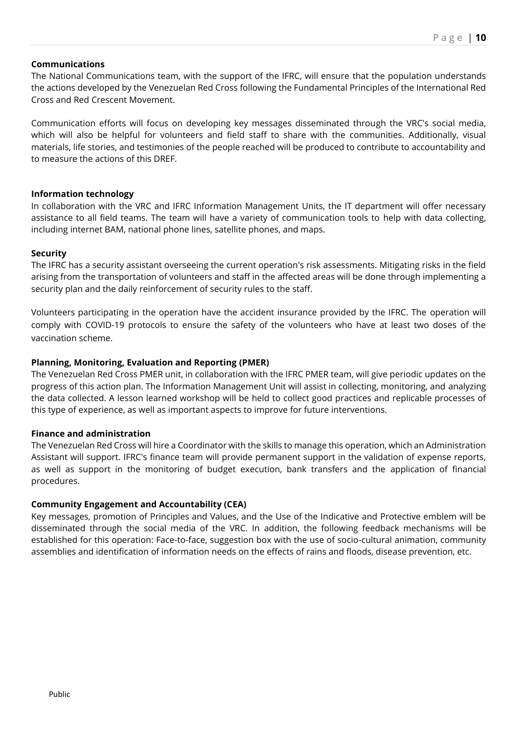**Communications**

The National Communications team, with the support of the IFRC, will ensure that the population understands the actions developed by the Venezuelan Red Cross following the Fundamental Principles of the International Red Cross and Red Crescent Movement.

Communication efforts will focus on developing key messages disseminated through the VRC's social media, which will also be helpful for volunteers and field staff to share with the communities. Additionally, visual materials, life stories, and testimonies of the people reached will be produced to contribute to accountability and to measure the actions of this DREF.

**Information technology**

In collaboration with the VRC and IFRC Information Management Units, the IT department will offer necessary assistance to all field teams. The team will have a variety of communication tools to help with data collecting, including internet BAM, national phone lines, satellite phones, and maps.

**Security**

The IFRC has a security assistant overseeing the current operation's risk assessments. Mitigating risks in the field arising from the transportation of volunteers and staff in the affected areas will be done through implementing a security plan and the daily reinforcement of security rules to the staff.

Volunteers participating in the operation have the accident insurance provided by the IFRC. The operation will comply with COVID-19 protocols to ensure the safety of the volunteers who have at least two doses of the vaccination scheme.

**Planning, Monitoring, Evaluation and Reporting (PMER)**

The Venezuelan Red Cross PMER unit, in collaboration with the IFRC PMER team, will give periodic updates on the progress of this action plan. The Information Management Unit will assist in collecting, monitoring, and analyzing the data collected. A lesson learned workshop will be held to collect good practices and replicable processes of this type of experience, as well as important aspects to improve for future interventions.

**Finance and administration**

The Venezuelan Red Cross will hire a Coordinator with the skills to manage this operation, which an Administration Assistant will support. IFRC's finance team will provide permanent support in the validation of expense reports, as well as support in the monitoring of budget execution, bank transfers and the application of financial procedures.

**Community Engagement and Accountability (CEA)**

Key messages, promotion of Principles and Values, and the Use of the Indicative and Protective emblem will be disseminated through the social media of the VRC. In addition, the following feedback mechanisms will be established for this operation: Face-to-face, suggestion box with the use of socio-cultural animation, community assemblies and identification of information needs on the effects of rains and floods, disease prevention, etc.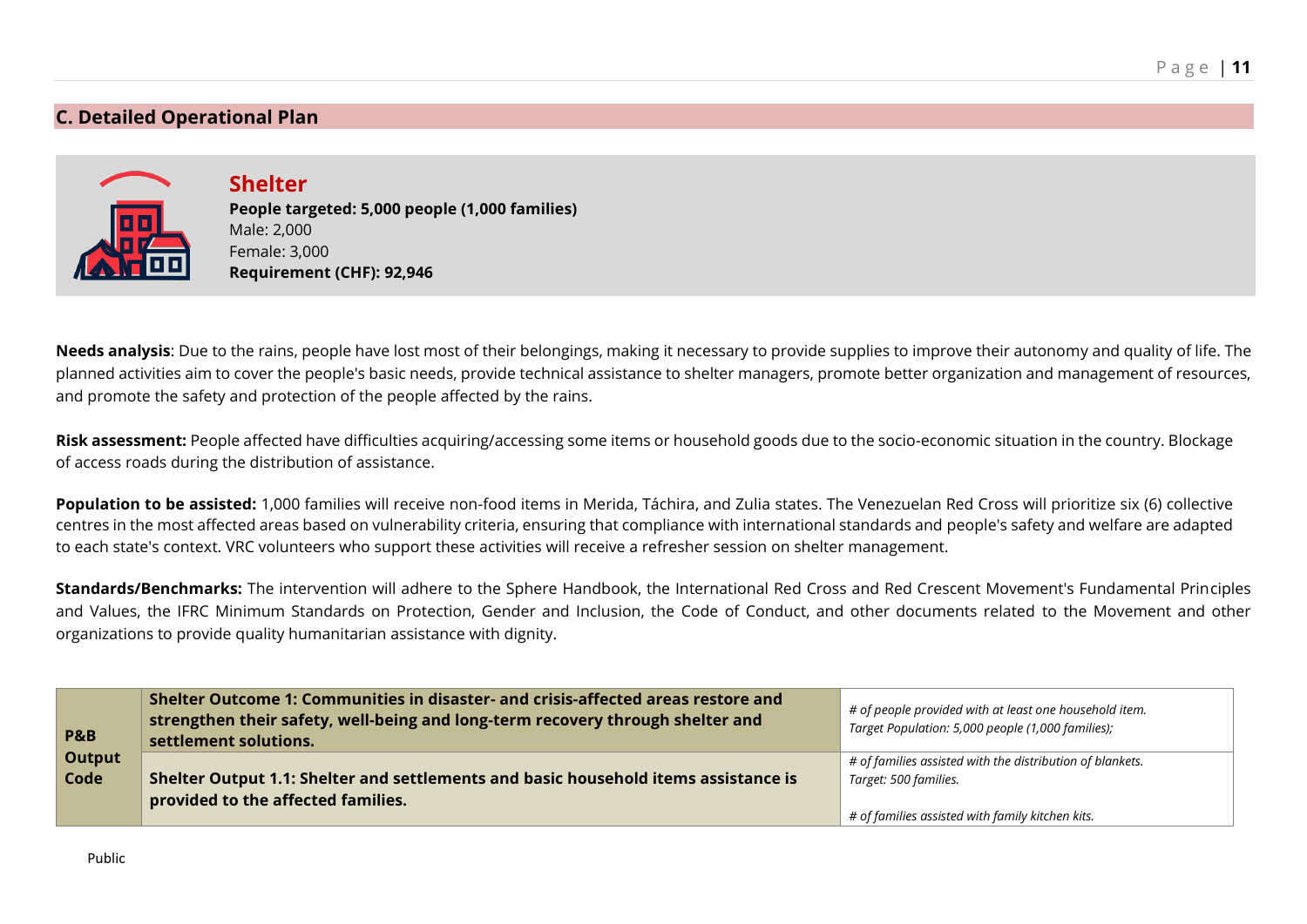## C. Detailed Operational Plan

### Shelter

**People targeted: 5,000 people (1,000 families)**
Male: 2,000
Female: 3,000
**Requirement (CHF): 92,946**

**Needs analysis**: Due to the rains, people have lost most of their belongings, making it necessary to provide supplies to improve their autonomy and quality of life. The planned activities aim to cover the people's basic needs, provide technical assistance to shelter managers, promote better organization and management of resources, and promote the safety and protection of the people affected by the rains.

**Risk assessment:** People affected have difficulties acquiring/accessing some items or household goods due to the socio-economic situation in the country. Blockage of access roads during the distribution of assistance.

**Population to be assisted:** 1,000 families will receive non-food items in Merida, Táchira, and Zulia states. The Venezuelan Red Cross will prioritize six (6) collective centres in the most affected areas based on vulnerability criteria, ensuring that compliance with international standards and people's safety and welfare are adapted to each state's context. VRC volunteers who support these activities will receive a refresher session on shelter management.

**Standards/Benchmarks:** The intervention will adhere to the Sphere Handbook, the International Red Cross and Red Crescent Movement's Fundamental Principles and Values, the IFRC Minimum Standards on Protection, Gender and Inclusion, the Code of Conduct, and other documents related to the Movement and other organizations to provide quality humanitarian assistance with dignity.

| **P&B Output Code** | | |
|---|---|---|
| | **Shelter Outcome 1: Communities in disaster- and crisis-affected areas restore and strengthen their safety, well-being and long-term recovery through shelter and settlement solutions.** | *# of people provided with at least one household item.* *Target Population: 5,000 people (1,000 families);* |
| | **Shelter Output 1.1: Shelter and settlements and basic household items assistance is provided to the affected families.** | *# of families assisted with the distribution of blankets.* *Target: 500 families.* *# of families assisted with family kitchen kits.* |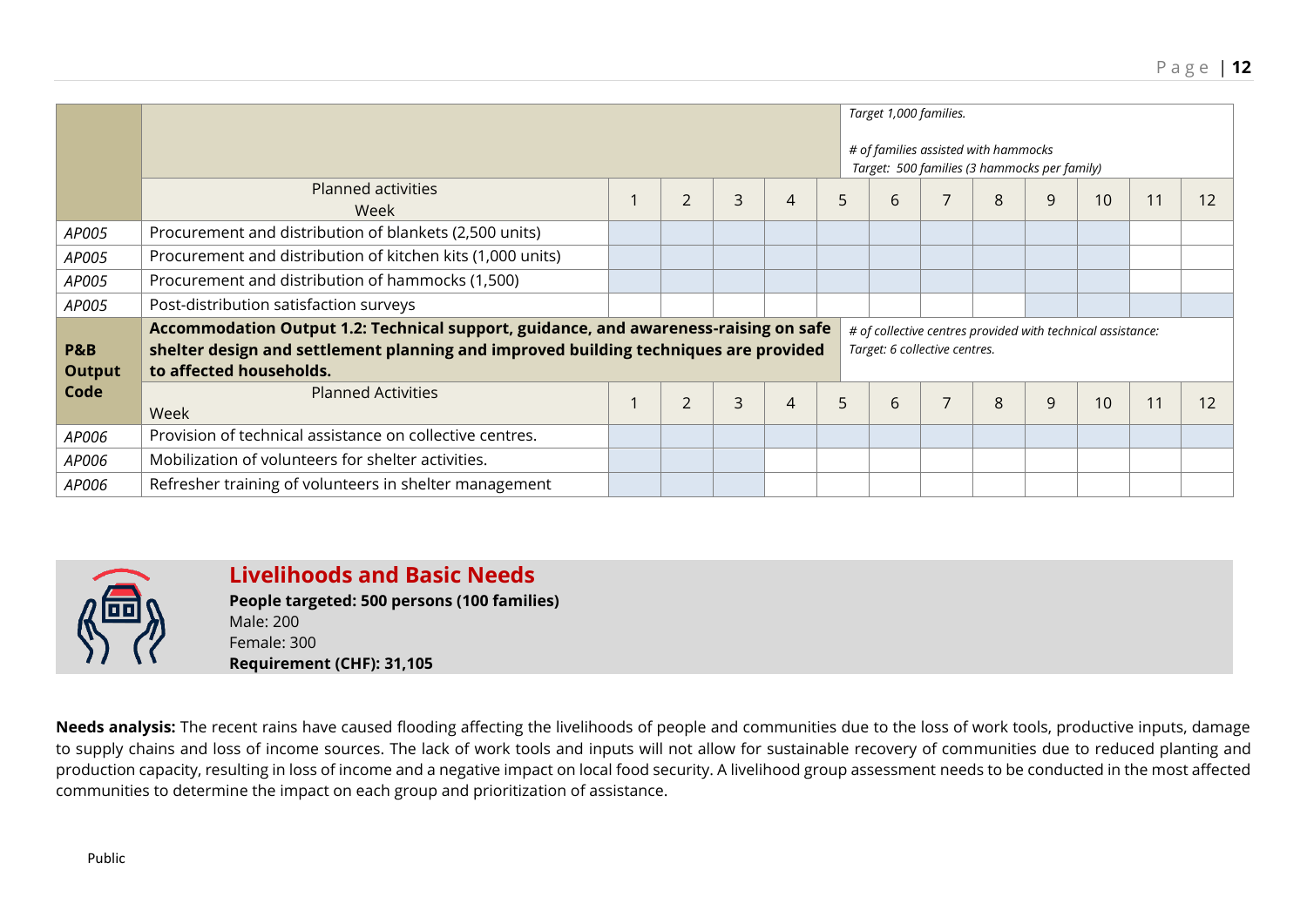| | | | | | | | | | | | | | |
|---|---|---|---|---|---|---|---|---|---|---|---|---|---|
| | | | | | | *Target 1,000 families.*<br><br>*# of families assisted with hammocks*<br>*Target: 500 families (3 hammocks per family)* | | | | | | | |
| | Planned activities<br>Week | 1 | 2 | 3 | 4 | 5 | 6 | 7 | 8 | 9 | 10 | 11 | 12 |
| *AP005* | Procurement and distribution of blankets (2,500 units) | | | | | | | | | | | | |
| *AP005* | Procurement and distribution of kitchen kits (1,000 units) | | | | | | | | | | | | |
| *AP005* | Procurement and distribution of hammocks (1,500) | | | | | | | | | | | | |
| *AP005* | Post-distribution satisfaction surveys | | | | | | | | | | | | |
| **P&B Output Code** | **Accommodation Output 1.2: Technical support, guidance, and awareness-raising on safe shelter design and settlement planning and improved building techniques are provided to affected households.** | | | | | *# of collective centres provided with technical assistance:*<br>*Target: 6 collective centres.* | | | | | | | |
| | Planned Activities<br>Week | 1 | 2 | 3 | 4 | 5 | 6 | 7 | 8 | 9 | 10 | 11 | 12 |
| *AP006* | Provision of technical assistance on collective centres. | | | | | | | | | | | | |
| *AP006* | Mobilization of volunteers for shelter activities. | | | | | | | | | | | | |
| *AP006* | Refresher training of volunteers in shelter management | | | | | | | | | | | | |

## Livelihoods and Basic Needs

**People targeted: 500 persons (100 families)**
Male: 200
Female: 300
**Requirement (CHF): 31,105**

**Needs analysis:** The recent rains have caused flooding affecting the livelihoods of people and communities due to the loss of work tools, productive inputs, damage to supply chains and loss of income sources. The lack of work tools and inputs will not allow for sustainable recovery of communities due to reduced planting and production capacity, resulting in loss of income and a negative impact on local food security. A livelihood group assessment needs to be conducted in the most affected communities to determine the impact on each group and prioritization of assistance.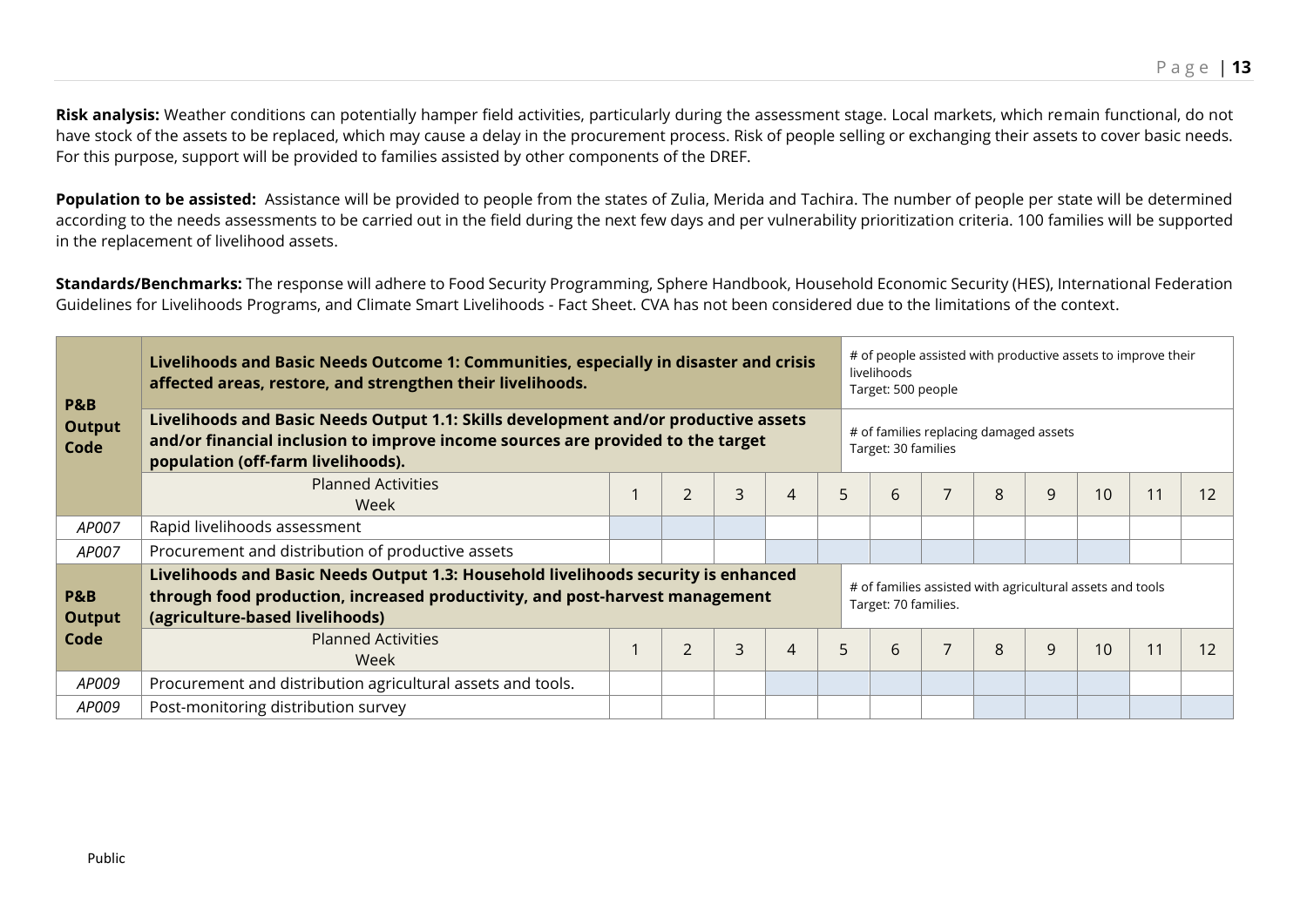**Risk analysis:** Weather conditions can potentially hamper field activities, particularly during the assessment stage. Local markets, which remain functional, do not have stock of the assets to be replaced, which may cause a delay in the procurement process. Risk of people selling or exchanging their assets to cover basic needs. For this purpose, support will be provided to families assisted by other components of the DREF.

**Population to be assisted:** Assistance will be provided to people from the states of Zulia, Merida and Tachira. The number of people per state will be determined according to the needs assessments to be carried out in the field during the next few days and per vulnerability prioritization criteria. 100 families will be supported in the replacement of livelihood assets.

**Standards/Benchmarks:** The response will adhere to Food Security Programming, Sphere Handbook, Household Economic Security (HES), International Federation Guidelines for Livelihoods Programs, and Climate Smart Livelihoods - Fact Sheet. CVA has not been considered due to the limitations of the context.

| P&B Output Code | **Livelihoods and Basic Needs Outcome 1: Communities, especially in disaster and crisis affected areas, restore, and strengthen their livelihoods.** | | | | | # of people assisted with productive assets to improve their livelihoods<br>Target: 500 people | | | | | | | |
|---|---|---|---|---|---|---|---|---|---|---|---|---|---|
| | **Livelihoods and Basic Needs Output 1.1: Skills development and/or productive assets and/or financial inclusion to improve income sources are provided to the target population (off-farm livelihoods).** | | | | | # of families replacing damaged assets<br>Target: 30 families | | | | | | | |
| | Planned Activities<br>Week | 1 | 2 | 3 | 4 | 5 | 6 | 7 | 8 | 9 | 10 | 11 | 12 |
| *AP007* | Rapid livelihoods assessment | | | | | | | | | | | | |
| *AP007* | Procurement and distribution of productive assets | | | | | | | | | | | | |
| **P&B Output Code** | **Livelihoods and Basic Needs Output 1.3: Household livelihoods security is enhanced through food production, increased productivity, and post-harvest management (agriculture-based livelihoods)** | | | | | # of families assisted with agricultural assets and tools<br>Target: 70 families. | | | | | | | |
| | Planned Activities<br>Week | 1 | 2 | 3 | 4 | 5 | 6 | 7 | 8 | 9 | 10 | 11 | 12 |
| *AP009* | Procurement and distribution agricultural assets and tools. | | | | | | | | | | | | |
| *AP009* | Post-monitoring distribution survey | | | | | | | | | | | | |

Public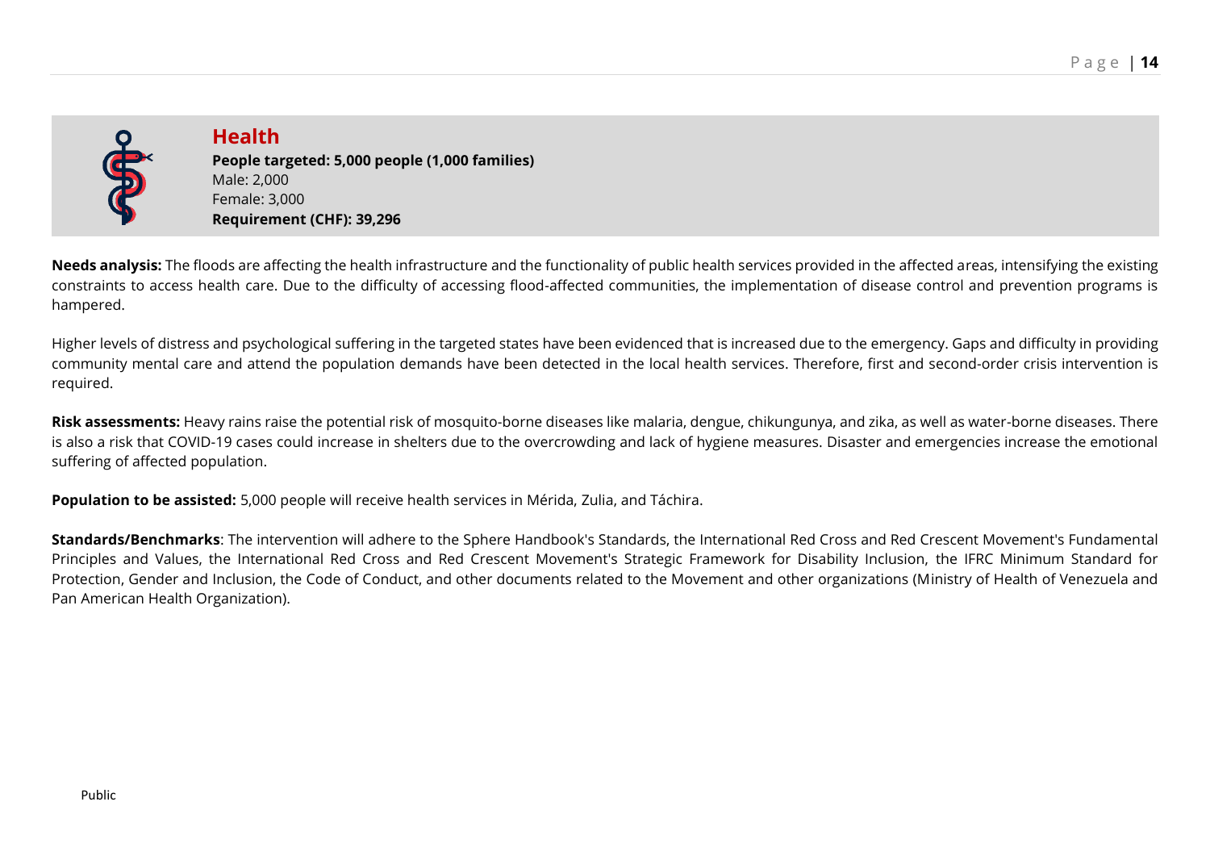## Health

**People targeted: 5,000 people (1,000 families)**
Male: 2,000
Female: 3,000
**Requirement (CHF): 39,296**

**Needs analysis:** The floods are affecting the health infrastructure and the functionality of public health services provided in the affected areas, intensifying the existing constraints to access health care. Due to the difficulty of accessing flood-affected communities, the implementation of disease control and prevention programs is hampered.

Higher levels of distress and psychological suffering in the targeted states have been evidenced that is increased due to the emergency. Gaps and difficulty in providing community mental care and attend the population demands have been detected in the local health services. Therefore, first and second-order crisis intervention is required.

**Risk assessments:** Heavy rains raise the potential risk of mosquito-borne diseases like malaria, dengue, chikungunya, and zika, as well as water-borne diseases. There is also a risk that COVID-19 cases could increase in shelters due to the overcrowding and lack of hygiene measures. Disaster and emergencies increase the emotional suffering of affected population.

**Population to be assisted:** 5,000 people will receive health services in Mérida, Zulia, and Táchira.

**Standards/Benchmarks**: The intervention will adhere to the Sphere Handbook's Standards, the International Red Cross and Red Crescent Movement's Fundamental Principles and Values, the International Red Cross and Red Crescent Movement's Strategic Framework for Disability Inclusion, the IFRC Minimum Standard for Protection, Gender and Inclusion, the Code of Conduct, and other documents related to the Movement and other organizations (Ministry of Health of Venezuela and Pan American Health Organization).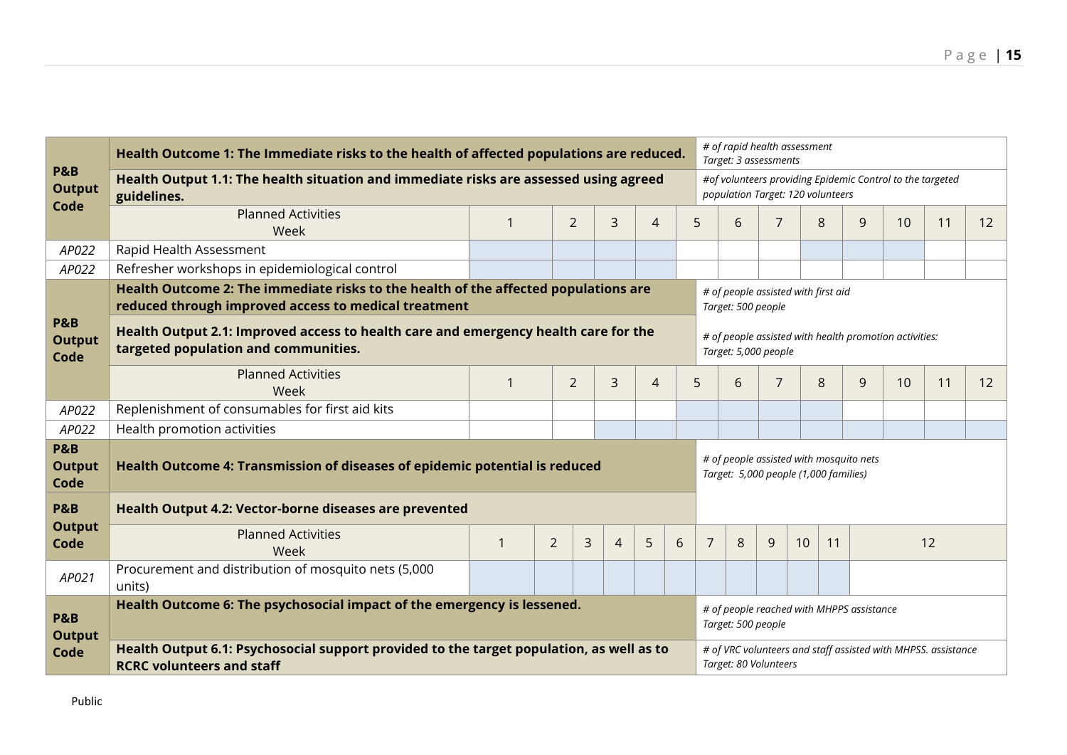| P&B Output Code | Health Outcome 1: The Immediate risks to the health of affected populations are reduced. | | | | | | | | | | | | | *# of rapid health assessment Target: 3 assessments* |
|---|---|---|---|---|---|---|---|---|---|---|---|---|---|---|
| | **Health Output 1.1: The health situation and immediate risks are assessed using agreed guidelines.** | | | | | | | | | | | | | *#of volunteers providing Epidemic Control to the targeted population Target: 120 volunteers* |
| | Planned Activities Week | 1 | 2 | 3 | 4 | 5 | 6 | 7 | 8 | 9 | 10 | 11 | 12 | |
| *AP022* | Rapid Health Assessment | | | | | | | | | | | | | |
| *AP022* | Refresher workshops in epidemiological control | | | | | | | | | | | | | |

| P&B Output Code | Health Outcome 2: The immediate risks to the health of the affected populations are reduced through improved access to medical treatment | | | | | | | | | | | | | *# of people assisted with first aid Target: 500 people* |
|---|---|---|---|---|---|---|---|---|---|---|---|---|---|---|
| | **Health Output 2.1: Improved access to health care and emergency health care for the targeted population and communities.** | | | | | | | | | | | | | *# of people assisted with health promotion activities: Target: 5,000 people* |
| | Planned Activities Week | 1 | 2 | 3 | 4 | 5 | 6 | 7 | 8 | 9 | 10 | 11 | 12 | |
| *AP022* | Replenishment of consumables for first aid kits | | | | | | | | | | | | | |
| *AP022* | Health promotion activities | | | | | | | | | | | | | |

| P&B Output Code | Health Outcome 4: Transmission of diseases of epidemic potential is reduced | | | | | | | | | | | | | *# of people assisted with mosquito nets Target: 5,000 people (1,000 families)* |
|---|---|---|---|---|---|---|---|---|---|---|---|---|---|---|
| P&B Output Code | **Health Output 4.2: Vector-borne diseases are prevented** | | | | | | | | | | | | | |
| | Planned Activities Week | 1 | 2 | 3 | 4 | 5 | 6 | 7 | 8 | 9 | 10 | 11 | 12 | |
| *AP021* | Procurement and distribution of mosquito nets (5,000 units) | | | | | | | | | | | | | |

| P&B Output Code | Health Outcome 6: The psychosocial impact of the emergency is lessened. | *# of people reached with MHPPS assistance Target: 500 people* |
|---|---|---|
| | **Health Output 6.1: Psychosocial support provided to the target population, as well as to RCRC volunteers and staff** | *# of VRC volunteers and staff assisted with MHPSS. assistance Target: 80 Volunteers* |

Public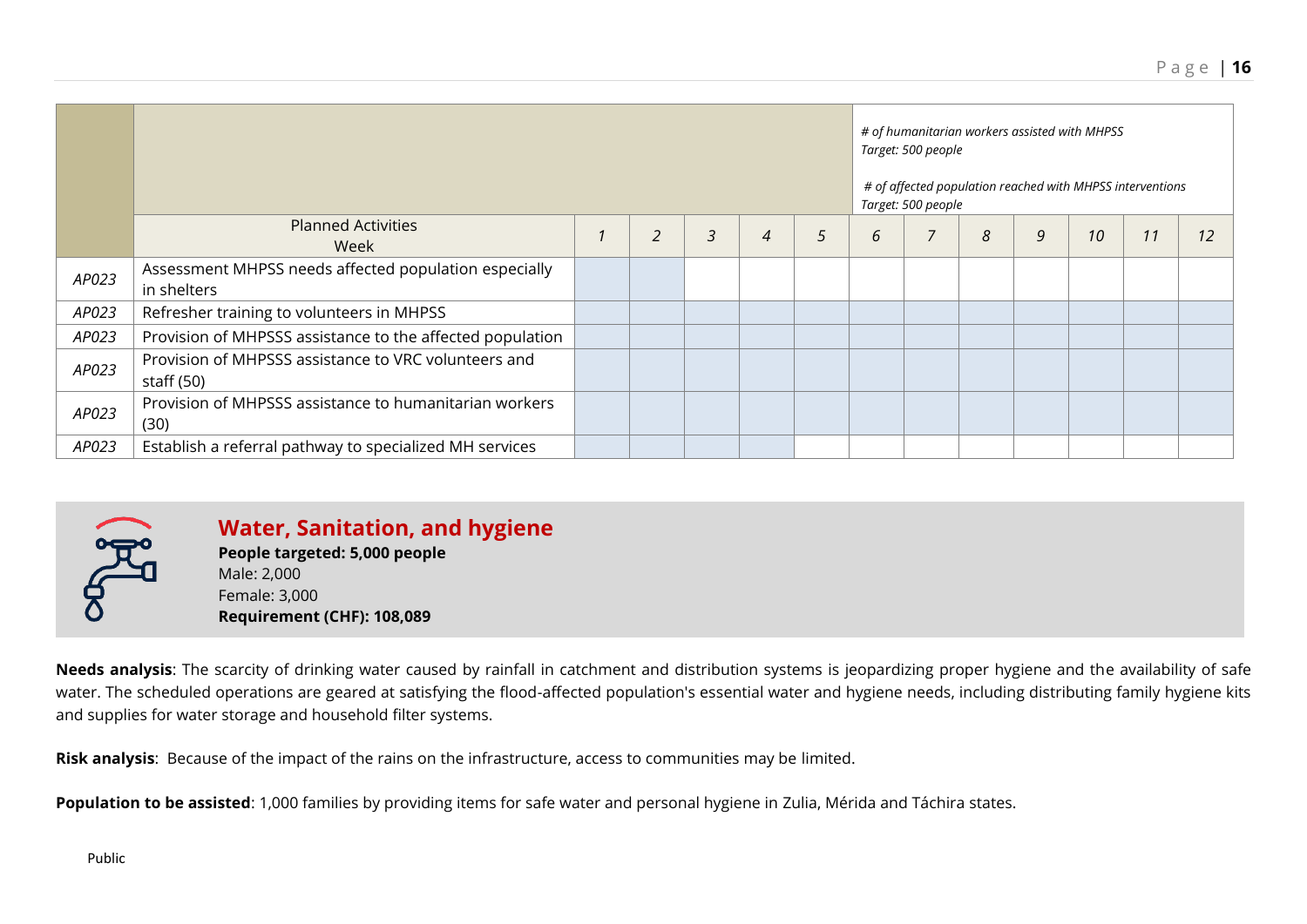| | | | | | | | | | | | | | |
|---|---|---|---|---|---|---|---|---|---|---|---|---|---|
| | | | | | | | *# of humanitarian workers assisted with MHPSS*<br>*Target: 500 people*<br><br>*# of affected population reached with MHPSS interventions*<br>*Target: 500 people* | | | | | | |
| | Planned Activities<br>Week | *1* | *2* | *3* | *4* | *5* | *6* | *7* | *8* | *9* | *10* | *11* | *12* |
| *AP023* | Assessment MHPSS needs affected population especially in shelters | | | | | | | | | | | | |
| *AP023* | Refresher training to volunteers in MHPSS | | | | | | | | | | | | |
| *AP023* | Provision of MHPSSS assistance to the affected population | | | | | | | | | | | | |
| *AP023* | Provision of MHPSSS assistance to VRC volunteers and staff (50) | | | | | | | | | | | | |
| *AP023* | Provision of MHPSSS assistance to humanitarian workers (30) | | | | | | | | | | | | |
| *AP023* | Establish a referral pathway to specialized MH services | | | | | | | | | | | | |

## Water, Sanitation, and hygiene

**People targeted: 5,000 people**
Male: 2,000
Female: 3,000
**Requirement (CHF): 108,089**

**Needs analysis**: The scarcity of drinking water caused by rainfall in catchment and distribution systems is jeopardizing proper hygiene and the availability of safe water. The scheduled operations are geared at satisfying the flood-affected population's essential water and hygiene needs, including distributing family hygiene kits and supplies for water storage and household filter systems.

**Risk analysis**: Because of the impact of the rains on the infrastructure, access to communities may be limited.

**Population to be assisted**: 1,000 families by providing items for safe water and personal hygiene in Zulia, Mérida and Táchira states.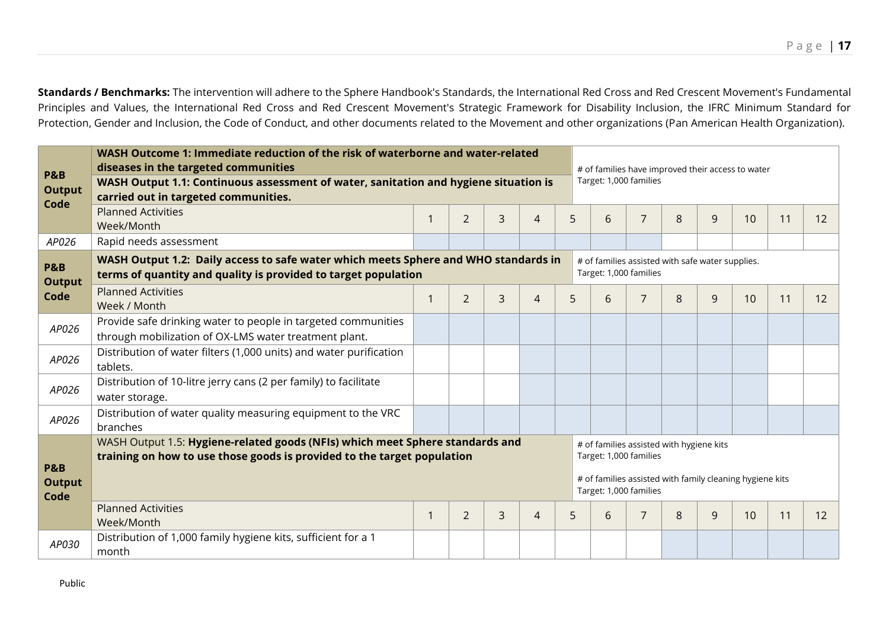**Standards / Benchmarks:** The intervention will adhere to the Sphere Handbook's Standards, the International Red Cross and Red Crescent Movement's Fundamental Principles and Values, the International Red Cross and Red Crescent Movement's Strategic Framework for Disability Inclusion, the IFRC Minimum Standard for Protection, Gender and Inclusion, the Code of Conduct, and other documents related to the Movement and other organizations (Pan American Health Organization).

| **P&B Output Code** | **WASH Outcome 1: Immediate reduction of the risk of waterborne and water-related diseases in the targeted communities** | | | | | # of families have improved their access to water<br>Target: 1,000 families | | | | | | | |
|---|---|---|---|---|---|---|---|---|---|---|---|---|---|
| | **WASH Output 1.1: Continuous assessment of water, sanitation and hygiene situation is carried out in targeted communities.** | | | | | | | | | | | | |
| | Planned Activities<br>Week/Month | 1 | 2 | 3 | 4 | 5 | 6 | 7 | 8 | 9 | 10 | 11 | 12 |
| *AP026* | Rapid needs assessment | | | | | | | | | | | | |
| **P&B Output Code** | **WASH Output 1.2: Daily access to safe water which meets Sphere and WHO standards in terms of quantity and quality is provided to target population** | | | | | # of families assisted with safe water supplies.<br>Target: 1,000 families | | | | | | | |
| | Planned Activities<br>Week / Month | 1 | 2 | 3 | 4 | 5 | 6 | 7 | 8 | 9 | 10 | 11 | 12 |
| *AP026* | Provide safe drinking water to people in targeted communities through mobilization of OX-LMS water treatment plant. | | | | | | | | | | | | |
| *AP026* | Distribution of water filters (1,000 units) and water purification tablets. | | | | | | | | | | | | |
| *AP026* | Distribution of 10-litre jerry cans (2 per family) to facilitate water storage. | | | | | | | | | | | | |
| *AP026* | Distribution of water quality measuring equipment to the VRC branches | | | | | | | | | | | | |
| **P&B Output Code** | WASH Output 1.5: **Hygiene-related goods (NFIs) which meet Sphere standards and training on how to use those goods is provided to the target population** | | | | | # of families assisted with hygiene kits<br>Target: 1,000 families<br><br># of families assisted with family cleaning hygiene kits<br>Target: 1,000 families | | | | | | | |
| | Planned Activities<br>Week/Month | 1 | 2 | 3 | 4 | 5 | 6 | 7 | 8 | 9 | 10 | 11 | 12 |
| *AP030* | Distribution of 1,000 family hygiene kits, sufficient for a 1 month | | | | | | | | | | | | |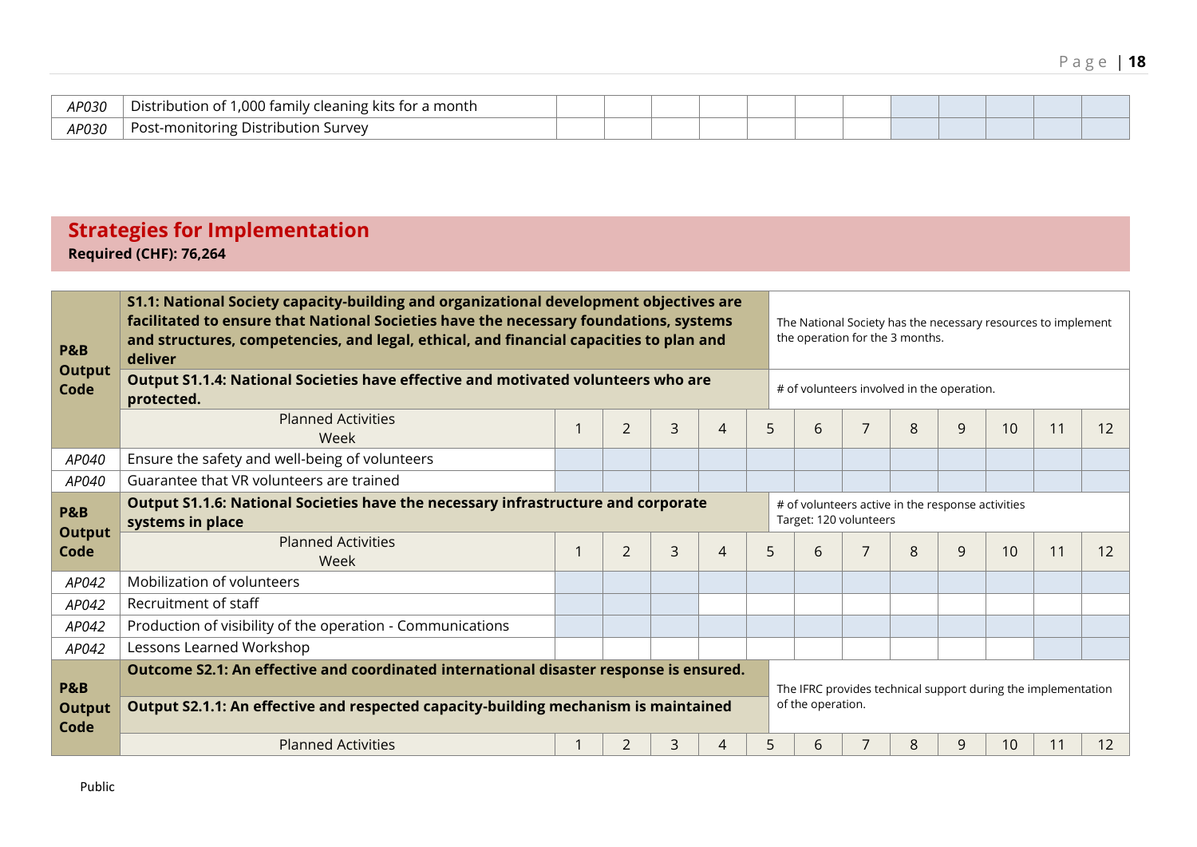| AP030 | Distribution of 1,000 family cleaning kits for a month | | | | | | | | | | | | |
|---|---|---|---|---|---|---|---|---|---|---|---|---|---|
| AP030 | Post-monitoring Distribution Survey | | | | | | | | | | | | |

## Strategies for Implementation

**Required (CHF): 76,264**

| **P&B Output Code** | **S1.1: National Society capacity-building and organizational development objectives are facilitated to ensure that National Societies have the necessary foundations, systems and structures, competencies, and legal, ethical, and financial capacities to plan and deliver** | The National Society has the necessary resources to implement the operation for the 3 months. | | | | | | | | | | | |
|---|---|---|---|---|---|---|---|---|---|---|---|---|---|
| | **Output S1.1.4: National Societies have effective and motivated volunteers who are protected.** | # of volunteers involved in the operation. | | | | | | | | | | | |
| | Planned Activities Week | 1 | 2 | 3 | 4 | 5 | 6 | 7 | 8 | 9 | 10 | 11 | 12 |
| AP040 | Ensure the safety and well-being of volunteers | | | | | | | | | | | | |
| AP040 | Guarantee that VR volunteers are trained | | | | | | | | | | | | |
| **P&B Output Code** | **Output S1.1.6: National Societies have the necessary infrastructure and corporate systems in place** | # of volunteers active in the response activities Target: 120 volunteers | | | | | | | | | | | |
| | Planned Activities Week | 1 | 2 | 3 | 4 | 5 | 6 | 7 | 8 | 9 | 10 | 11 | 12 |
| AP042 | Mobilization of volunteers | | | | | | | | | | | | |
| AP042 | Recruitment of staff | | | | | | | | | | | | |
| AP042 | Production of visibility of the operation - Communications | | | | | | | | | | | | |
| AP042 | Lessons Learned Workshop | | | | | | | | | | | | |
| **P&B Output Code** | **Outcome S2.1: An effective and coordinated international disaster response is ensured.** | The IFRC provides technical support during the implementation of the operation. | | | | | | | | | | | |
| | **Output S2.1.1: An effective and respected capacity-building mechanism is maintained** | | | | | | | | | | | | |
| | Planned Activities | 1 | 2 | 3 | 4 | 5 | 6 | 7 | 8 | 9 | 10 | 11 | 12 |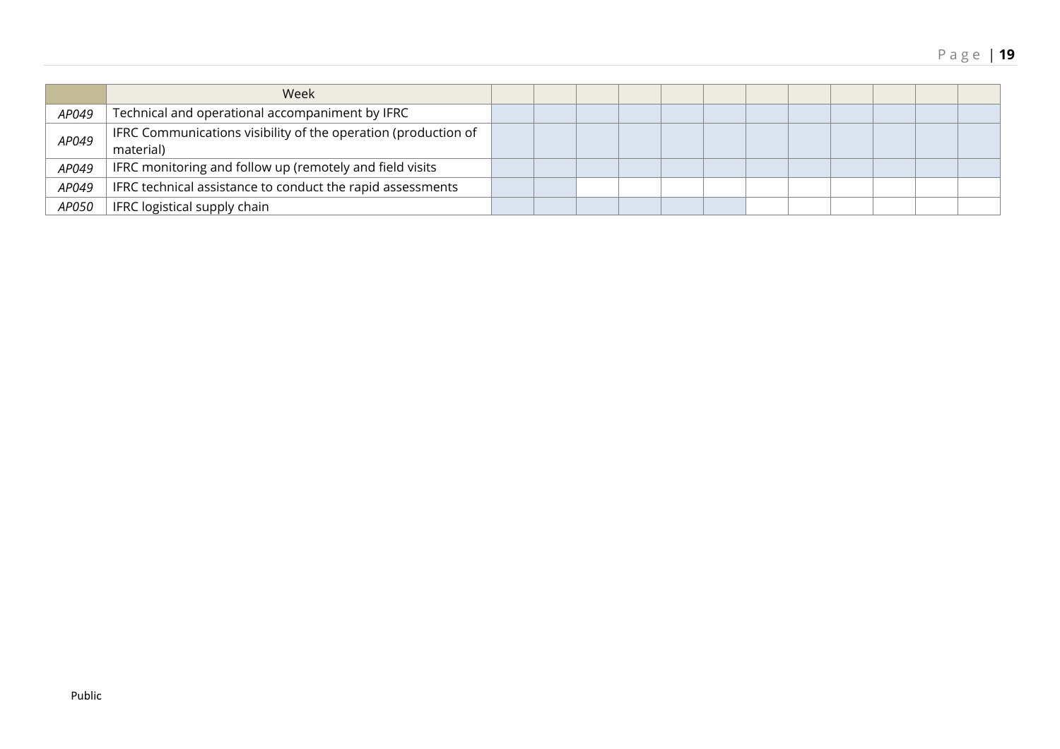| | Week | | | | | | | | | | | | |
|---|---|---|---|---|---|---|---|---|---|---|---|---|---|
| *AP049* | Technical and operational accompaniment by IFRC | | | | | | | | | | | | |
| *AP049* | IFRC Communications visibility of the operation (production of material) | | | | | | | | | | | | |
| *AP049* | IFRC monitoring and follow up (remotely and field visits | | | | | | | | | | | | |
| *AP049* | IFRC technical assistance to conduct the rapid assessments | | | | | | | | | | | | |
| *AP050* | IFRC logistical supply chain | | | | | | | | | | | | |

Public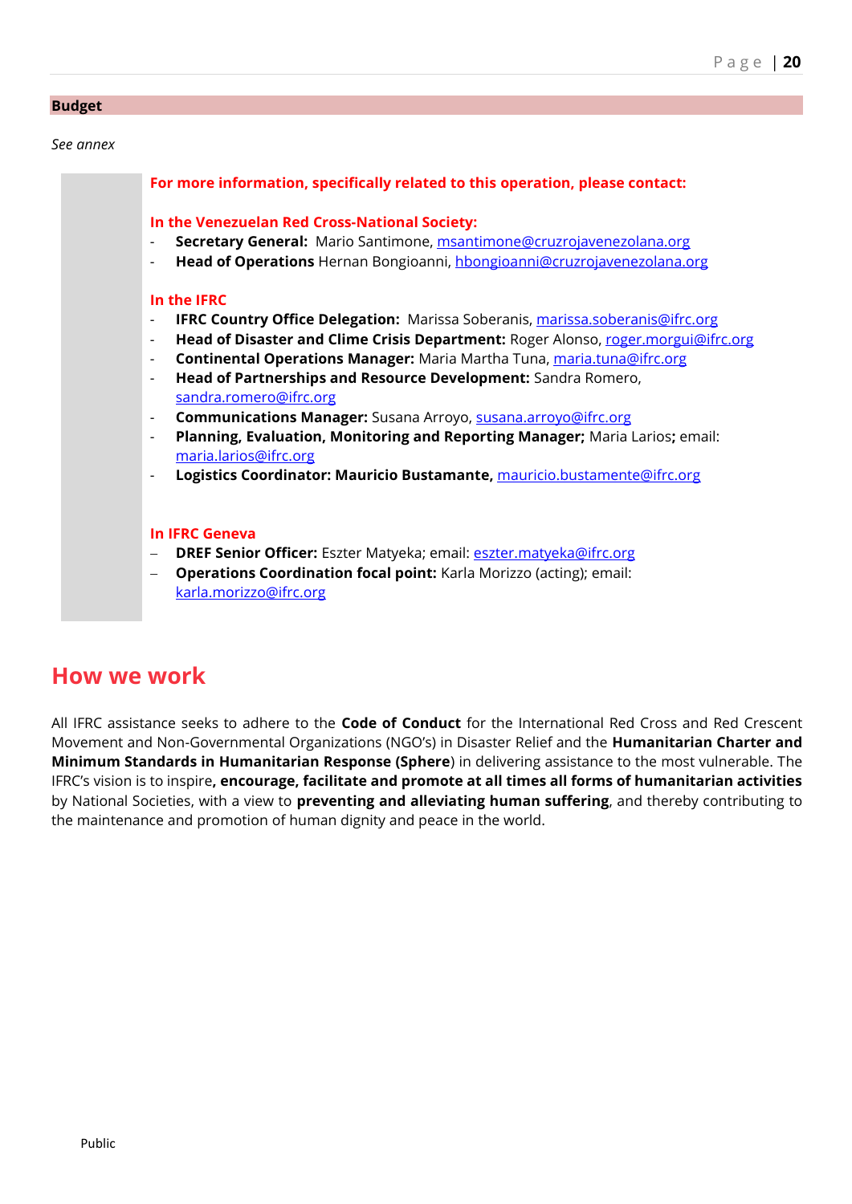## Budget

*See annex*

**For more information, specifically related to this operation, please contact:**

**In the Venezuelan Red Cross-National Society:**

- **Secretary General:** Mario Santimone, msantimone@cruzrojavenezolana.org
- **Head of Operations** Hernan Bongioanni, hbongioanni@cruzrojavenezolana.org

**In the IFRC**

- **IFRC Country Office Delegation:** Marissa Soberanis, marissa.soberanis@ifrc.org
- **Head of Disaster and Clime Crisis Department:** Roger Alonso, roger.morgui@ifrc.org
- **Continental Operations Manager:** Maria Martha Tuna, maria.tuna@ifrc.org
- **Head of Partnerships and Resource Development:** Sandra Romero, sandra.romero@ifrc.org
- **Communications Manager:** Susana Arroyo, susana.arroyo@ifrc.org
- **Planning, Evaluation, Monitoring and Reporting Manager;** Maria Larios**;** email: maria.larios@ifrc.org
- **Logistics Coordinator: Mauricio Bustamante,** mauricio.bustamente@ifrc.org

**In IFRC Geneva**

- **DREF Senior Officer:** Eszter Matyeka; email: eszter.matyeka@ifrc.org
- **Operations Coordination focal point:** Karla Morizzo (acting); email: karla.morizzo@ifrc.org

# How we work

All IFRC assistance seeks to adhere to the **Code of Conduct** for the International Red Cross and Red Crescent Movement and Non-Governmental Organizations (NGO's) in Disaster Relief and the **Humanitarian Charter and Minimum Standards in Humanitarian Response (Sphere**) in delivering assistance to the most vulnerable. The IFRC's vision is to inspire**, encourage, facilitate and promote at all times all forms of humanitarian activities** by National Societies, with a view to **preventing and alleviating human suffering**, and thereby contributing to the maintenance and promotion of human dignity and peace in the world.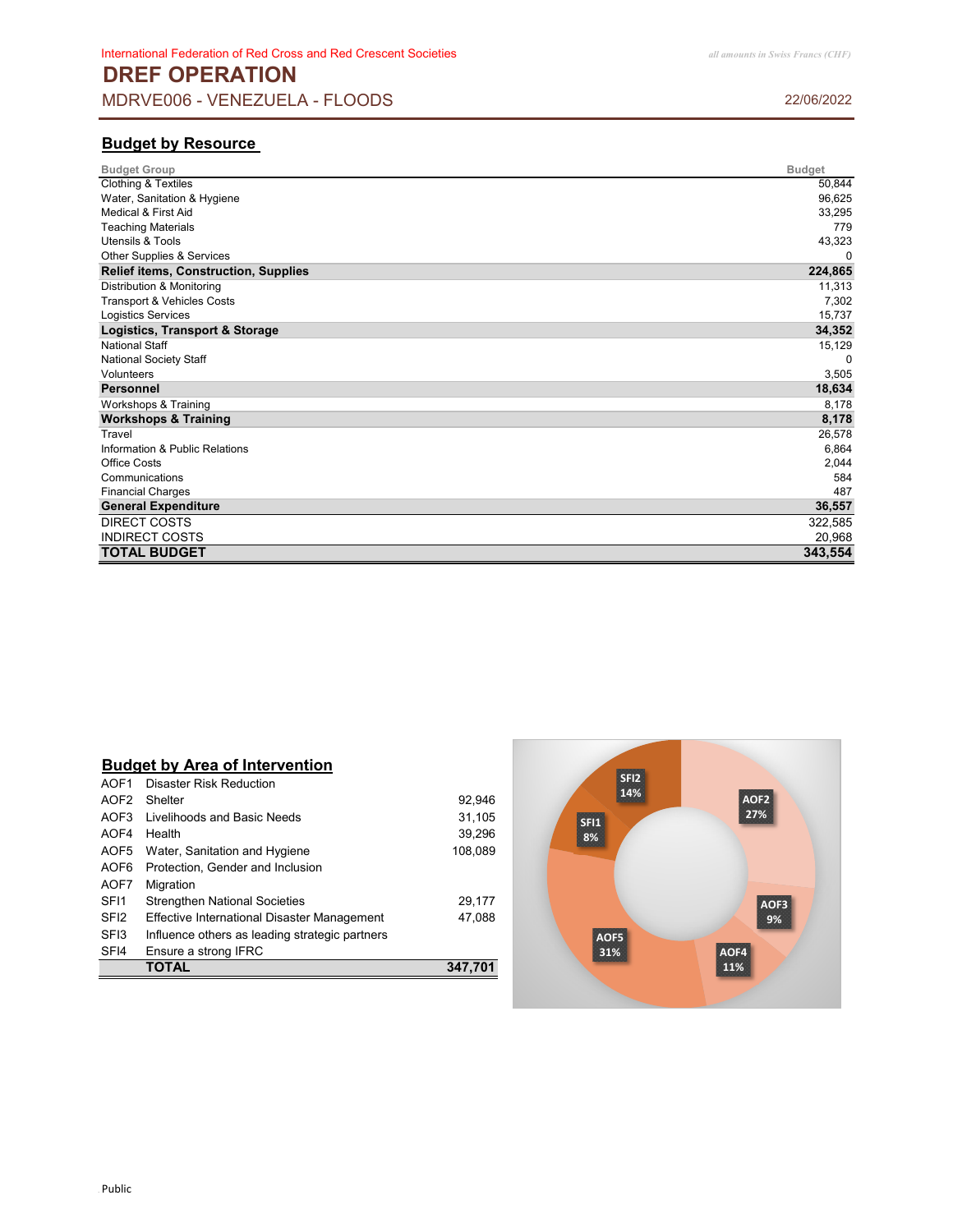International Federation of Red Cross and Red Crescent Societies

*all amounts in Swiss Francs (CHF)*

# DREF OPERATION

MDRVE006 - VENEZUELA - FLOODS

22/06/2022

## Budget by Resource

| Budget Group | Budget |
|---|---|
| Clothing & Textiles | 50,844 |
| Water, Sanitation & Hygiene | 96,625 |
| Medical & First Aid | 33,295 |
| Teaching Materials | 779 |
| Utensils & Tools | 43,323 |
| Other Supplies & Services | 0 |
| **Relief items, Construction, Supplies** | **224,865** |
| Distribution & Monitoring | 11,313 |
| Transport & Vehicles Costs | 7,302 |
| Logistics Services | 15,737 |
| **Logistics, Transport & Storage** | **34,352** |
| National Staff | 15,129 |
| National Society Staff | 0 |
| Volunteers | 3,505 |
| **Personnel** | **18,634** |
| Workshops & Training | 8,178 |
| **Workshops & Training** | **8,178** |
| Travel | 26,578 |
| Information & Public Relations | 6,864 |
| Office Costs | 2,044 |
| Communications | 584 |
| Financial Charges | 487 |
| **General Expenditure** | **36,557** |
| DIRECT COSTS | 322,585 |
| INDIRECT COSTS | 20,968 |
| **TOTAL BUDGET** | **343,554** |

## Budget by Area of Intervention

| | | |
|---|---|---|
| AOF1 | Disaster Risk Reduction | |
| AOF2 | Shelter | 92,946 |
| AOF3 | Livelihoods and Basic Needs | 31,105 |
| AOF4 | Health | 39,296 |
| AOF5 | Water, Sanitation and Hygiene | 108,089 |
| AOF6 | Protection, Gender and Inclusion | |
| AOF7 | Migration | |
| SFI1 | Strengthen National Societies | 29,177 |
| SFI2 | Effective International Disaster Management | 47,088 |
| SFI3 | Influence others as leading strategic partners | |
| SFI4 | Ensure a strong IFRC | |
| | **TOTAL** | **347,701** |

SFI2 14%
AOF2 27%
SFI1 8%
AOF3 9%
AOF5 31%
AOF4 11%